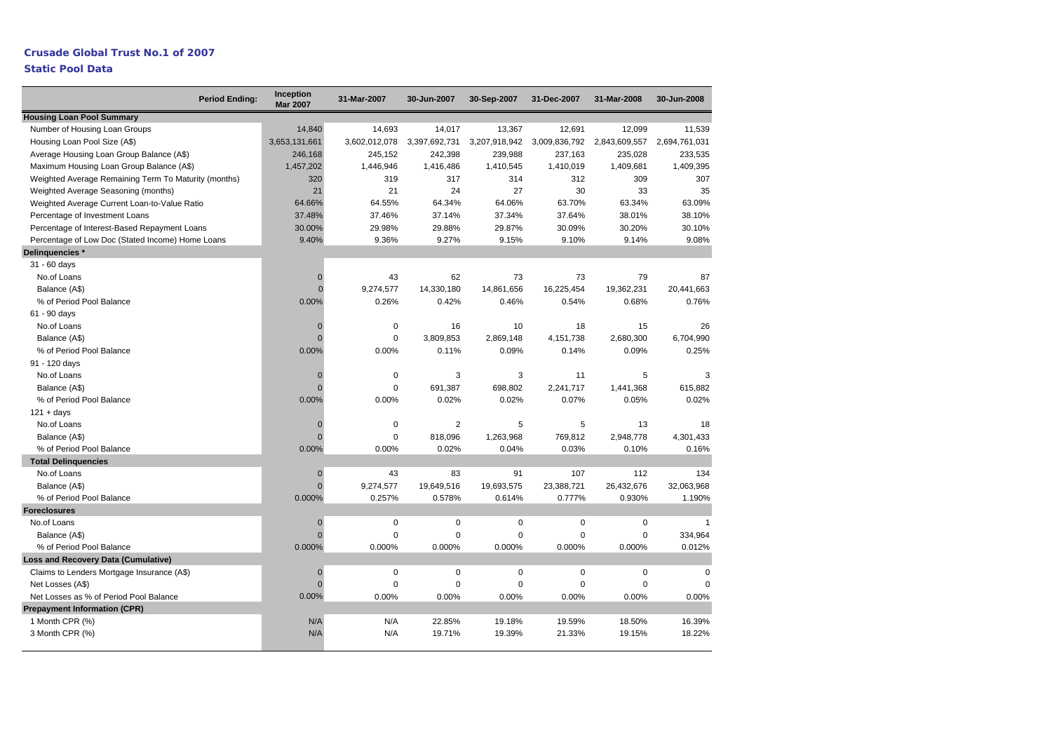# Crusade Global Trust No.1 of 2007

## Static Pool Data

| Period Ending: | Inception Mar 2007 | 31-Mar-2007 | 30-Jun-2007 | 30-Sep-2007 | 31-Dec-2007 | 31-Mar-2008 | 30-Jun-2008 |
|---|---|---|---|---|---|---|---|
| **Housing Loan Pool Summary** | | | | | | | |
| Number of Housing Loan Groups | 14,840 | 14,693 | 14,017 | 13,367 | 12,691 | 12,099 | 11,539 |
| Housing Loan Pool Size (A$) | 3,653,131,661 | 3,602,012,078 | 3,397,692,731 | 3,207,918,942 | 3,009,836,792 | 2,843,609,557 | 2,694,761,031 |
| Average Housing Loan Group Balance (A$) | 246,168 | 245,152 | 242,398 | 239,988 | 237,163 | 235,028 | 233,535 |
| Maximum Housing Loan Group Balance (A$) | 1,457,202 | 1,446,946 | 1,416,486 | 1,410,545 | 1,410,019 | 1,409,681 | 1,409,395 |
| Weighted Average Remaining Term To Maturity (months) | 320 | 319 | 317 | 314 | 312 | 309 | 307 |
| Weighted Average Seasoning (months) | 21 | 21 | 24 | 27 | 30 | 33 | 35 |
| Weighted Average Current Loan-to-Value Ratio | 64.66% | 64.55% | 64.34% | 64.06% | 63.70% | 63.34% | 63.09% |
| Percentage of Investment Loans | 37.48% | 37.46% | 37.14% | 37.34% | 37.64% | 38.01% | 38.10% |
| Percentage of Interest-Based Repayment Loans | 30.00% | 29.98% | 29.88% | 29.87% | 30.09% | 30.20% | 30.10% |
| Percentage of Low Doc (Stated Income) Home Loans | 9.40% | 9.36% | 9.27% | 9.15% | 9.10% | 9.14% | 9.08% |
| **Delinquencies *** | | | | | | | |
| 31 - 60 days | | | | | | | |
| No.of Loans | 0 | 43 | 62 | 73 | 73 | 79 | 87 |
| Balance (A$) | 0 | 9,274,577 | 14,330,180 | 14,861,656 | 16,225,454 | 19,362,231 | 20,441,663 |
| % of Period Pool Balance | 0.00% | 0.26% | 0.42% | 0.46% | 0.54% | 0.68% | 0.76% |
| 61 - 90 days | | | | | | | |
| No.of Loans | 0 | 0 | 16 | 10 | 18 | 15 | 26 |
| Balance (A$) | 0 | 0 | 3,809,853 | 2,869,148 | 4,151,738 | 2,680,300 | 6,704,990 |
| % of Period Pool Balance | 0.00% | 0.00% | 0.11% | 0.09% | 0.14% | 0.09% | 0.25% |
| 91 - 120 days | | | | | | | |
| No.of Loans | 0 | 0 | 3 | 3 | 11 | 5 | 3 |
| Balance (A$) | 0 | 0 | 691,387 | 698,802 | 2,241,717 | 1,441,368 | 615,882 |
| % of Period Pool Balance | 0.00% | 0.00% | 0.02% | 0.02% | 0.07% | 0.05% | 0.02% |
| 121 + days | | | | | | | |
| No.of Loans | 0 | 0 | 2 | 5 | 5 | 13 | 18 |
| Balance (A$) | 0 | 0 | 818,096 | 1,263,968 | 769,812 | 2,948,778 | 4,301,433 |
| % of Period Pool Balance | 0.00% | 0.00% | 0.02% | 0.04% | 0.03% | 0.10% | 0.16% |
| **Total Delinquencies** | | | | | | | |
| No.of Loans | 0 | 43 | 83 | 91 | 107 | 112 | 134 |
| Balance (A$) | 0 | 9,274,577 | 19,649,516 | 19,693,575 | 23,388,721 | 26,432,676 | 32,063,968 |
| % of Period Pool Balance | 0.000% | 0.257% | 0.578% | 0.614% | 0.777% | 0.930% | 1.190% |
| **Foreclosures** | | | | | | | |
| No.of Loans | 0 | 0 | 0 | 0 | 0 | 0 | 1 |
| Balance (A$) | 0 | 0 | 0 | 0 | 0 | 0 | 334,964 |
| % of Period Pool Balance | 0.000% | 0.000% | 0.000% | 0.000% | 0.000% | 0.000% | 0.012% |
| **Loss and Recovery Data (Cumulative)** | | | | | | | |
| Claims to Lenders Mortgage Insurance (A$) | 0 | 0 | 0 | 0 | 0 | 0 | 0 |
| Net Losses (A$) | 0 | 0 | 0 | 0 | 0 | 0 | 0 |
| Net Losses as % of Period Pool Balance | 0.00% | 0.00% | 0.00% | 0.00% | 0.00% | 0.00% | 0.00% |
| **Prepayment Information (CPR)** | | | | | | | |
| 1 Month CPR (%) | N/A | N/A | 22.85% | 19.18% | 19.59% | 18.50% | 16.39% |
| 3 Month CPR (%) | N/A | N/A | 19.71% | 19.39% | 21.33% | 19.15% | 18.22% |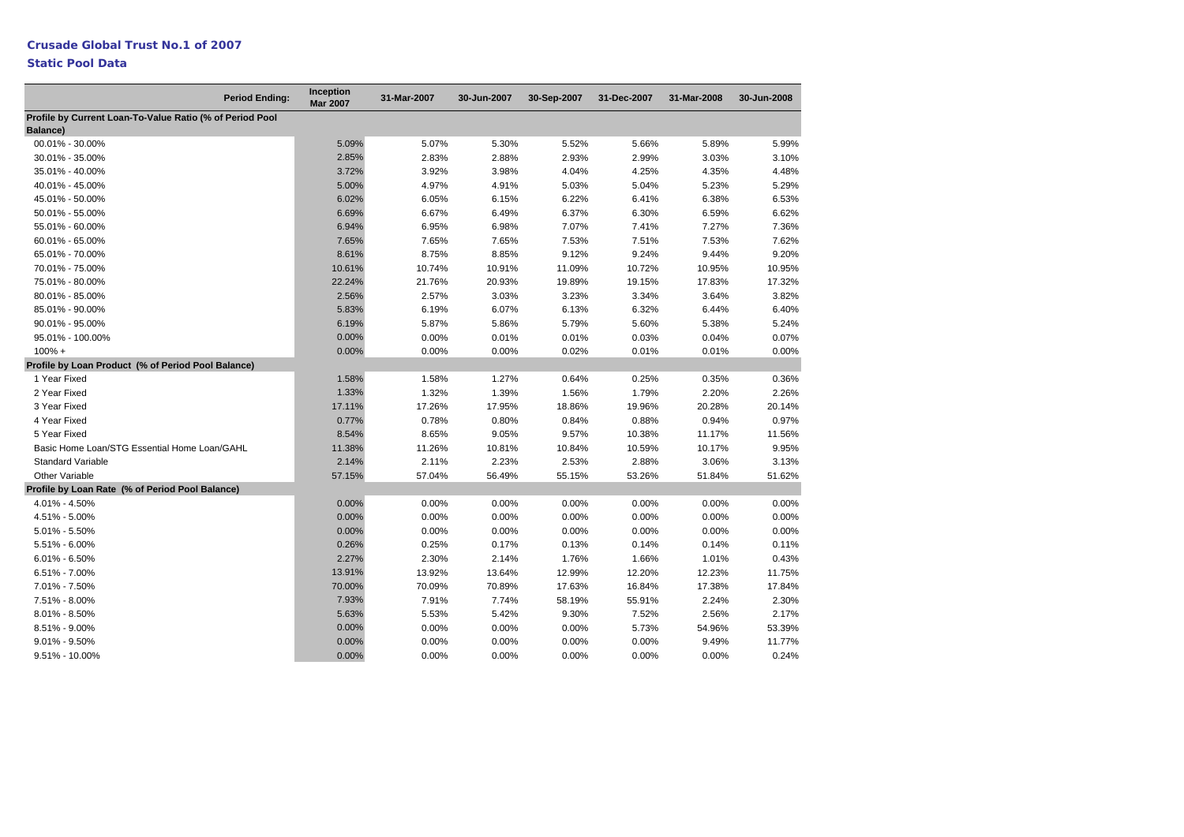**Crusade Global Trust No.1 of 2007**

**Static Pool Data**

| Period Ending: | Inception Mar 2007 | 31-Mar-2007 | 30-Jun-2007 | 30-Sep-2007 | 31-Dec-2007 | 31-Mar-2008 | 30-Jun-2008 |
|---|---|---|---|---|---|---|---|
| **Profile by Current Loan-To-Value Ratio (% of Period Pool Balance)** | | | | | | | |
| 00.01% - 30.00% | 5.09% | 5.07% | 5.30% | 5.52% | 5.66% | 5.89% | 5.99% |
| 30.01% - 35.00% | 2.85% | 2.83% | 2.88% | 2.93% | 2.99% | 3.03% | 3.10% |
| 35.01% - 40.00% | 3.72% | 3.92% | 3.98% | 4.04% | 4.25% | 4.35% | 4.48% |
| 40.01% - 45.00% | 5.00% | 4.97% | 4.91% | 5.03% | 5.04% | 5.23% | 5.29% |
| 45.01% - 50.00% | 6.02% | 6.05% | 6.15% | 6.22% | 6.41% | 6.38% | 6.53% |
| 50.01% - 55.00% | 6.69% | 6.67% | 6.49% | 6.37% | 6.30% | 6.59% | 6.62% |
| 55.01% - 60.00% | 6.94% | 6.95% | 6.98% | 7.07% | 7.41% | 7.27% | 7.36% |
| 60.01% - 65.00% | 7.65% | 7.65% | 7.65% | 7.53% | 7.51% | 7.53% | 7.62% |
| 65.01% - 70.00% | 8.61% | 8.75% | 8.85% | 9.12% | 9.24% | 9.44% | 9.20% |
| 70.01% - 75.00% | 10.61% | 10.74% | 10.91% | 11.09% | 10.72% | 10.95% | 10.95% |
| 75.01% - 80.00% | 22.24% | 21.76% | 20.93% | 19.89% | 19.15% | 17.83% | 17.32% |
| 80.01% - 85.00% | 2.56% | 2.57% | 3.03% | 3.23% | 3.34% | 3.64% | 3.82% |
| 85.01% - 90.00% | 5.83% | 6.19% | 6.07% | 6.13% | 6.32% | 6.44% | 6.40% |
| 90.01% - 95.00% | 6.19% | 5.87% | 5.86% | 5.79% | 5.60% | 5.38% | 5.24% |
| 95.01% - 100.00% | 0.00% | 0.00% | 0.01% | 0.01% | 0.03% | 0.04% | 0.07% |
| 100% + | 0.00% | 0.00% | 0.00% | 0.02% | 0.01% | 0.01% | 0.00% |
| **Profile by Loan Product (% of Period Pool Balance)** | | | | | | | |
| 1 Year Fixed | 1.58% | 1.58% | 1.27% | 0.64% | 0.25% | 0.35% | 0.36% |
| 2 Year Fixed | 1.33% | 1.32% | 1.39% | 1.56% | 1.79% | 2.20% | 2.26% |
| 3 Year Fixed | 17.11% | 17.26% | 17.95% | 18.86% | 19.96% | 20.28% | 20.14% |
| 4 Year Fixed | 0.77% | 0.78% | 0.80% | 0.84% | 0.88% | 0.94% | 0.97% |
| 5 Year Fixed | 8.54% | 8.65% | 9.05% | 9.57% | 10.38% | 11.17% | 11.56% |
| Basic Home Loan/STG Essential Home Loan/GAHL | 11.38% | 11.26% | 10.81% | 10.84% | 10.59% | 10.17% | 9.95% |
| Standard Variable | 2.14% | 2.11% | 2.23% | 2.53% | 2.88% | 3.06% | 3.13% |
| Other Variable | 57.15% | 57.04% | 56.49% | 55.15% | 53.26% | 51.84% | 51.62% |
| **Profile by Loan Rate (% of Period Pool Balance)** | | | | | | | |
| 4.01% - 4.50% | 0.00% | 0.00% | 0.00% | 0.00% | 0.00% | 0.00% | 0.00% |
| 4.51% - 5.00% | 0.00% | 0.00% | 0.00% | 0.00% | 0.00% | 0.00% | 0.00% |
| 5.01% - 5.50% | 0.00% | 0.00% | 0.00% | 0.00% | 0.00% | 0.00% | 0.00% |
| 5.51% - 6.00% | 0.26% | 0.25% | 0.17% | 0.13% | 0.14% | 0.14% | 0.11% |
| 6.01% - 6.50% | 2.27% | 2.30% | 2.14% | 1.76% | 1.66% | 1.01% | 0.43% |
| 6.51% - 7.00% | 13.91% | 13.92% | 13.64% | 12.99% | 12.20% | 12.23% | 11.75% |
| 7.01% - 7.50% | 70.00% | 70.09% | 70.89% | 17.63% | 16.84% | 17.38% | 17.84% |
| 7.51% - 8.00% | 7.93% | 7.91% | 7.74% | 58.19% | 55.91% | 2.24% | 2.30% |
| 8.01% - 8.50% | 5.63% | 5.53% | 5.42% | 9.30% | 7.52% | 2.56% | 2.17% |
| 8.51% - 9.00% | 0.00% | 0.00% | 0.00% | 0.00% | 5.73% | 54.96% | 53.39% |
| 9.01% - 9.50% | 0.00% | 0.00% | 0.00% | 0.00% | 0.00% | 9.49% | 11.77% |
| 9.51% - 10.00% | 0.00% | 0.00% | 0.00% | 0.00% | 0.00% | 0.00% | 0.24% |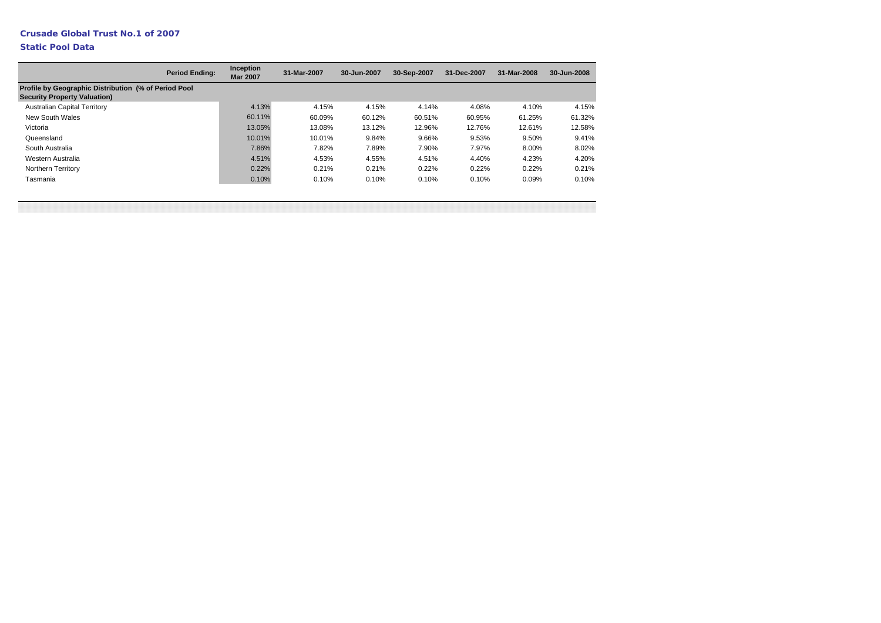**Crusade Global Trust No.1 of 2007**

**Static Pool Data**

| Period Ending: | Inception Mar 2007 | 31-Mar-2007 | 30-Jun-2007 | 30-Sep-2007 | 31-Dec-2007 | 31-Mar-2008 | 30-Jun-2008 |
|---|---|---|---|---|---|---|---|
| **Profile by Geographic Distribution (% of Period Pool Security Property Valuation)** | | | | | | | |
| Australian Capital Territory | 4.13% | 4.15% | 4.15% | 4.14% | 4.08% | 4.10% | 4.15% |
| New South Wales | 60.11% | 60.09% | 60.12% | 60.51% | 60.95% | 61.25% | 61.32% |
| Victoria | 13.05% | 13.08% | 13.12% | 12.96% | 12.76% | 12.61% | 12.58% |
| Queensland | 10.01% | 10.01% | 9.84% | 9.66% | 9.53% | 9.50% | 9.41% |
| South Australia | 7.86% | 7.82% | 7.89% | 7.90% | 7.97% | 8.00% | 8.02% |
| Western Australia | 4.51% | 4.53% | 4.55% | 4.51% | 4.40% | 4.23% | 4.20% |
| Northern Territory | 0.22% | 0.21% | 0.21% | 0.22% | 0.22% | 0.22% | 0.21% |
| Tasmania | 0.10% | 0.10% | 0.10% | 0.10% | 0.10% | 0.09% | 0.10% |